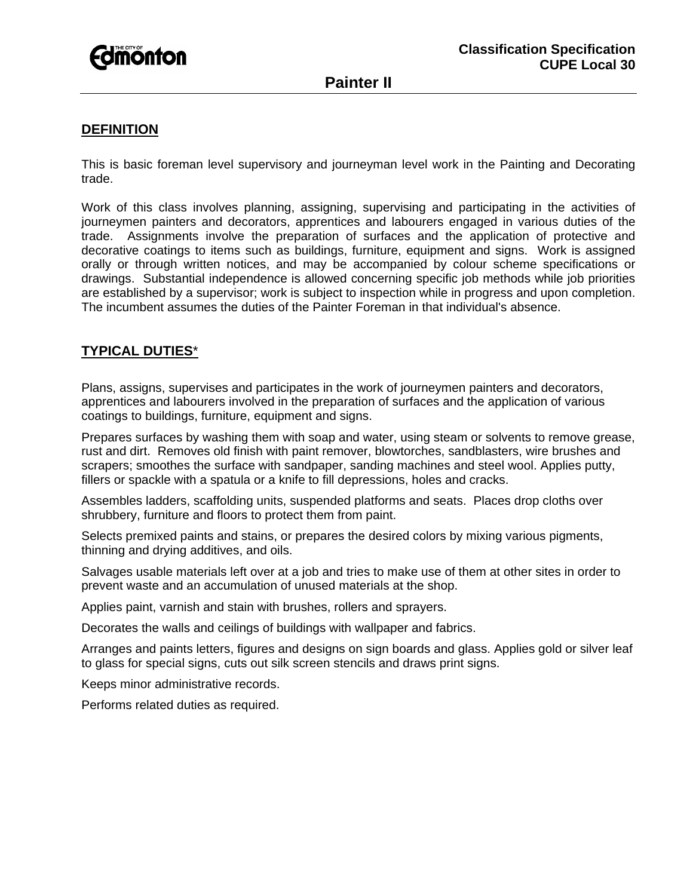**Classification Specification**
**CUPE Local 30**

# Painter II

## DEFINITION

This is basic foreman level supervisory and journeyman level work in the Painting and Decorating trade.

Work of this class involves planning, assigning, supervising and participating in the activities of journeymen painters and decorators, apprentices and labourers engaged in various duties of the trade. Assignments involve the preparation of surfaces and the application of protective and decorative coatings to items such as buildings, furniture, equipment and signs. Work is assigned orally or through written notices, and may be accompanied by colour scheme specifications or drawings. Substantial independence is allowed concerning specific job methods while job priorities are established by a supervisor; work is subject to inspection while in progress and upon completion. The incumbent assumes the duties of the Painter Foreman in that individual's absence.

## TYPICAL DUTIES*

Plans, assigns, supervises and participates in the work of journeymen painters and decorators, apprentices and labourers involved in the preparation of surfaces and the application of various coatings to buildings, furniture, equipment and signs.

Prepares surfaces by washing them with soap and water, using steam or solvents to remove grease, rust and dirt. Removes old finish with paint remover, blowtorches, sandblasters, wire brushes and scrapers; smoothes the surface with sandpaper, sanding machines and steel wool. Applies putty, fillers or spackle with a spatula or a knife to fill depressions, holes and cracks.

Assembles ladders, scaffolding units, suspended platforms and seats. Places drop cloths over shrubbery, furniture and floors to protect them from paint.

Selects premixed paints and stains, or prepares the desired colors by mixing various pigments, thinning and drying additives, and oils.

Salvages usable materials left over at a job and tries to make use of them at other sites in order to prevent waste and an accumulation of unused materials at the shop.

Applies paint, varnish and stain with brushes, rollers and sprayers.

Decorates the walls and ceilings of buildings with wallpaper and fabrics.

Arranges and paints letters, figures and designs on sign boards and glass. Applies gold or silver leaf to glass for special signs, cuts out silk screen stencils and draws print signs.

Keeps minor administrative records.

Performs related duties as required.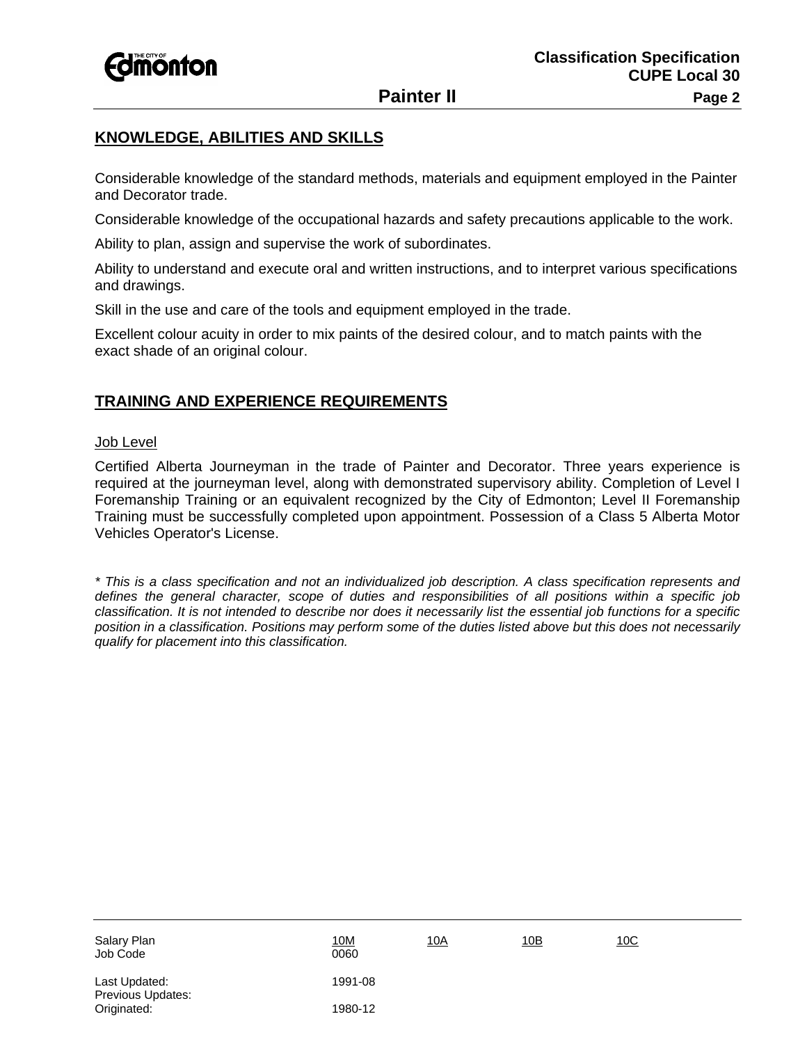## KNOWLEDGE, ABILITIES AND SKILLS

Considerable knowledge of the standard methods, materials and equipment employed in the Painter and Decorator trade.

Considerable knowledge of the occupational hazards and safety precautions applicable to the work.

Ability to plan, assign and supervise the work of subordinates.

Ability to understand and execute oral and written instructions, and to interpret various specifications and drawings.

Skill in the use and care of the tools and equipment employed in the trade.

Excellent colour acuity in order to mix paints of the desired colour, and to match paints with the exact shade of an original colour.

## TRAINING AND EXPERIENCE REQUIREMENTS

Job Level

Certified Alberta Journeyman in the trade of Painter and Decorator. Three years experience is required at the journeyman level, along with demonstrated supervisory ability. Completion of Level I Foremanship Training or an equivalent recognized by the City of Edmonton; Level II Foremanship Training must be successfully completed upon appointment. Possession of a Class 5 Alberta Motor Vehicles Operator's License.

*\* This is a class specification and not an individualized job description. A class specification represents and defines the general character, scope of duties and responsibilities of all positions within a specific job classification. It is not intended to describe nor does it necessarily list the essential job functions for a specific position in a classification. Positions may perform some of the duties listed above but this does not necessarily qualify for placement into this classification.*

| | | | | |
|---|---|---|---|---|
| Salary Plan | 10M | 10A | 10B | 10C |
| Job Code | 0060 | | | |
| Last Updated: | 1991-08 | | | |
| Previous Updates: | | | | |
| Originated: | 1980-12 | | | |